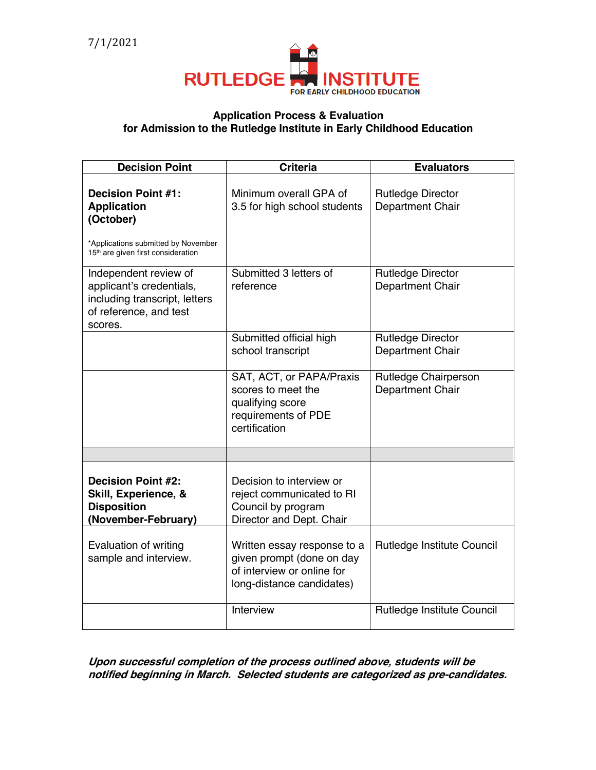7/1/2021

RUTLEDGE INSTITUTE
FOR EARLY CHILDHOOD EDUCATION

**Application Process & Evaluation**
**for Admission to the Rutledge Institute in Early Childhood Education**

| Decision Point | Criteria | Evaluators |
|---|---|---|
| **Decision Point #1: Application (October)**<br><br>*Applications submitted by November 15th are given first consideration | Minimum overall GPA of 3.5 for high school students | Rutledge Director<br>Department Chair |
| Independent review of applicant's credentials, including transcript, letters of reference, and test scores. | Submitted 3 letters of reference | Rutledge Director<br>Department Chair |
| | Submitted official high school transcript | Rutledge Director<br>Department Chair |
| | SAT, ACT, or PAPA/Praxis scores to meet the qualifying score requirements of PDE certification | Rutledge Chairperson<br>Department Chair |
| | | |
| **Decision Point #2: Skill, Experience, & Disposition (November-February)** | Decision to interview or reject communicated to RI Council by program Director and Dept. Chair | |
| Evaluation of writing sample and interview. | Written essay response to a given prompt (done on day of interview or online for long-distance candidates) | Rutledge Institute Council |
| | Interview | Rutledge Institute Council |

***Upon successful completion of the process outlined above, students will be notified beginning in March. Selected students are categorized as pre-candidates.***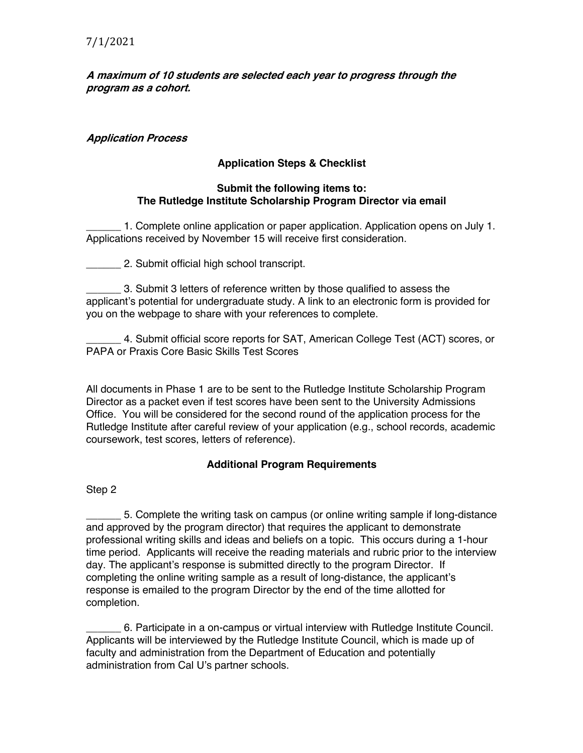7/1/2021

***A maximum of 10 students are selected each year to progress through the program as a cohort.***

***Application Process***

**Application Steps & Checklist**

**Submit the following items to:**
**The Rutledge Institute Scholarship Program Director via email**

______ 1. Complete online application or paper application. Application opens on July 1. Applications received by November 15 will receive first consideration.

______ 2. Submit official high school transcript.

______ 3. Submit 3 letters of reference written by those qualified to assess the applicant's potential for undergraduate study. A link to an electronic form is provided for you on the webpage to share with your references to complete.

______ 4. Submit official score reports for SAT, American College Test (ACT) scores, or PAPA or Praxis Core Basic Skills Test Scores

All documents in Phase 1 are to be sent to the Rutledge Institute Scholarship Program Director as a packet even if test scores have been sent to the University Admissions Office. You will be considered for the second round of the application process for the Rutledge Institute after careful review of your application (e.g., school records, academic coursework, test scores, letters of reference).

**Additional Program Requirements**

Step 2

______ 5. Complete the writing task on campus (or online writing sample if long-distance and approved by the program director) that requires the applicant to demonstrate professional writing skills and ideas and beliefs on a topic. This occurs during a 1-hour time period. Applicants will receive the reading materials and rubric prior to the interview day. The applicant's response is submitted directly to the program Director. If completing the online writing sample as a result of long-distance, the applicant's response is emailed to the program Director by the end of the time allotted for completion.

______ 6. Participate in a on-campus or virtual interview with Rutledge Institute Council. Applicants will be interviewed by the Rutledge Institute Council, which is made up of faculty and administration from the Department of Education and potentially administration from Cal U's partner schools.